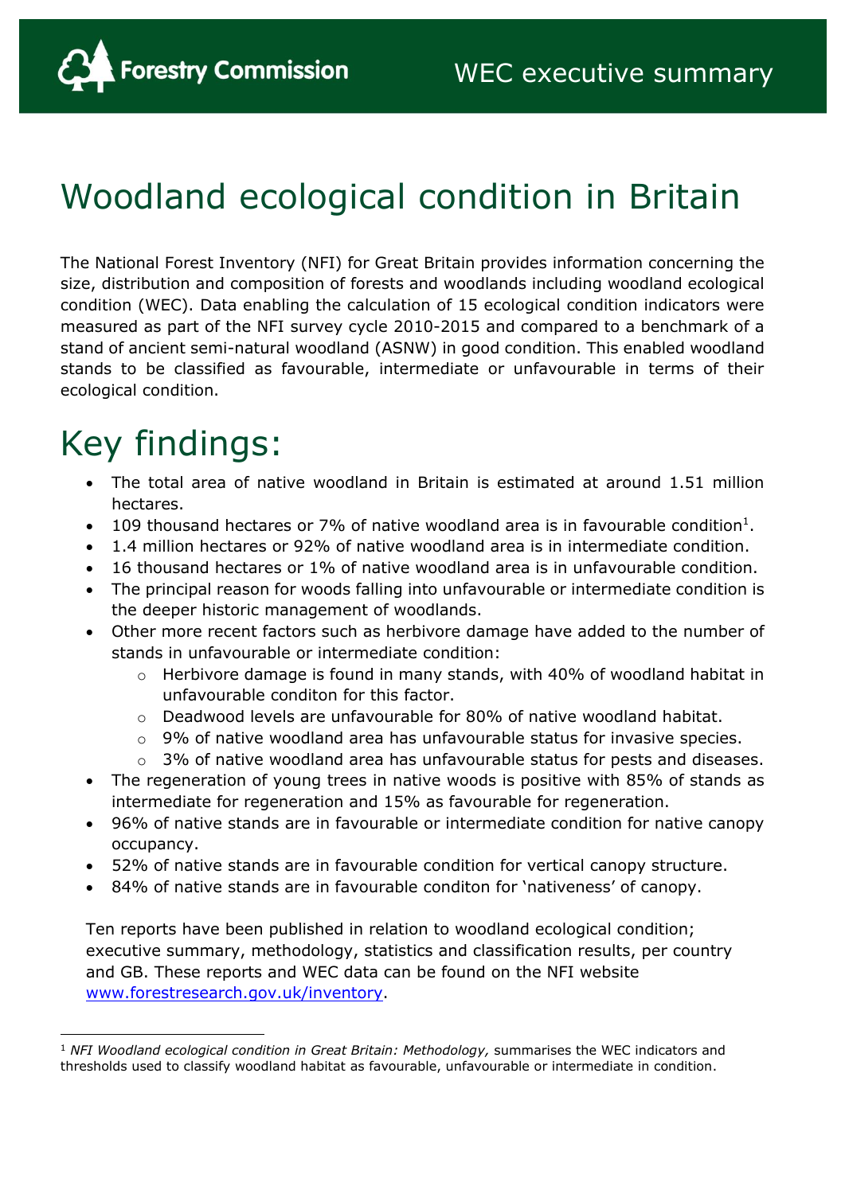Forestry Commission

WEC executive summary

# Woodland ecological condition in Britain

The National Forest Inventory (NFI) for Great Britain provides information concerning the size, distribution and composition of forests and woodlands including woodland ecological condition (WEC). Data enabling the calculation of 15 ecological condition indicators were measured as part of the NFI survey cycle 2010-2015 and compared to a benchmark of a stand of ancient semi-natural woodland (ASNW) in good condition. This enabled woodland stands to be classified as favourable, intermediate or unfavourable in terms of their ecological condition.

# Key findings:

- The total area of native woodland in Britain is estimated at around 1.51 million hectares.
- 109 thousand hectares or 7% of native woodland area is in favourable condition[1].
- 1.4 million hectares or 92% of native woodland area is in intermediate condition.
- 16 thousand hectares or 1% of native woodland area is in unfavourable condition.
- The principal reason for woods falling into unfavourable or intermediate condition is the deeper historic management of woodlands.
- Other more recent factors such as herbivore damage have added to the number of stands in unfavourable or intermediate condition:
  - Herbivore damage is found in many stands, with 40% of woodland habitat in unfavourable conditon for this factor.
  - Deadwood levels are unfavourable for 80% of native woodland habitat.
  - 9% of native woodland area has unfavourable status for invasive species.
  - 3% of native woodland area has unfavourable status for pests and diseases.
- The regeneration of young trees in native woods is positive with 85% of stands as intermediate for regeneration and 15% as favourable for regeneration.
- 96% of native stands are in favourable or intermediate condition for native canopy occupancy.
- 52% of native stands are in favourable condition for vertical canopy structure.
- 84% of native stands are in favourable conditon for 'nativeness' of canopy.

Ten reports have been published in relation to woodland ecological condition; executive summary, methodology, statistics and classification results, per country and GB. These reports and WEC data can be found on the NFI website [www.forestresearch.gov.uk/inventory](www.forestresearch.gov.uk/inventory).

[1] *NFI Woodland ecological condition in Great Britain: Methodology,* summarises the WEC indicators and thresholds used to classify woodland habitat as favourable, unfavourable or intermediate in condition.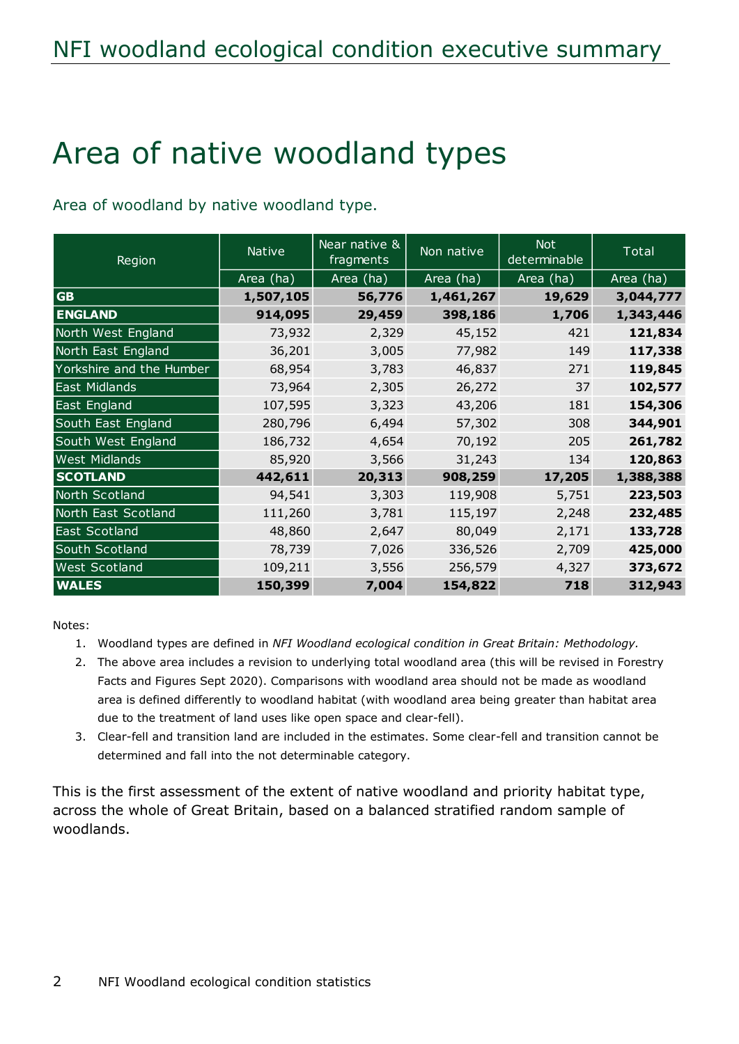# Area of native woodland types

Area of woodland by native woodland type.

| Region | Native | Near native & fragments | Non native | Not determinable | Total |
|---|---|---|---|---|---|
| | Area (ha) | Area (ha) | Area (ha) | Area (ha) | Area (ha) |
| **GB** | **1,507,105** | **56,776** | **1,461,267** | **19,629** | **3,044,777** |
| **ENGLAND** | **914,095** | **29,459** | **398,186** | **1,706** | **1,343,446** |
| North West England | 73,932 | 2,329 | 45,152 | 421 | **121,834** |
| North East England | 36,201 | 3,005 | 77,982 | 149 | **117,338** |
| Yorkshire and the Humber | 68,954 | 3,783 | 46,837 | 271 | **119,845** |
| East Midlands | 73,964 | 2,305 | 26,272 | 37 | **102,577** |
| East England | 107,595 | 3,323 | 43,206 | 181 | **154,306** |
| South East England | 280,796 | 6,494 | 57,302 | 308 | **344,901** |
| South West England | 186,732 | 4,654 | 70,192 | 205 | **261,782** |
| West Midlands | 85,920 | 3,566 | 31,243 | 134 | **120,863** |
| **SCOTLAND** | **442,611** | **20,313** | **908,259** | **17,205** | **1,388,388** |
| North Scotland | 94,541 | 3,303 | 119,908 | 5,751 | **223,503** |
| North East Scotland | 111,260 | 3,781 | 115,197 | 2,248 | **232,485** |
| East Scotland | 48,860 | 2,647 | 80,049 | 2,171 | **133,728** |
| South Scotland | 78,739 | 7,026 | 336,526 | 2,709 | **425,000** |
| West Scotland | 109,211 | 3,556 | 256,579 | 4,327 | **373,672** |
| **WALES** | **150,399** | **7,004** | **154,822** | **718** | **312,943** |

Notes:

1. Woodland types are defined in *NFI Woodland ecological condition in Great Britain: Methodology*.
2. The above area includes a revision to underlying total woodland area (this will be revised in Forestry Facts and Figures Sept 2020). Comparisons with woodland area should not be made as woodland area is defined differently to woodland habitat (with woodland area being greater than habitat area due to the treatment of land uses like open space and clear-fell).
3. Clear-fell and transition land are included in the estimates. Some clear-fell and transition cannot be determined and fall into the not determinable category.

This is the first assessment of the extent of native woodland and priority habitat type, across the whole of Great Britain, based on a balanced stratified random sample of woodlands.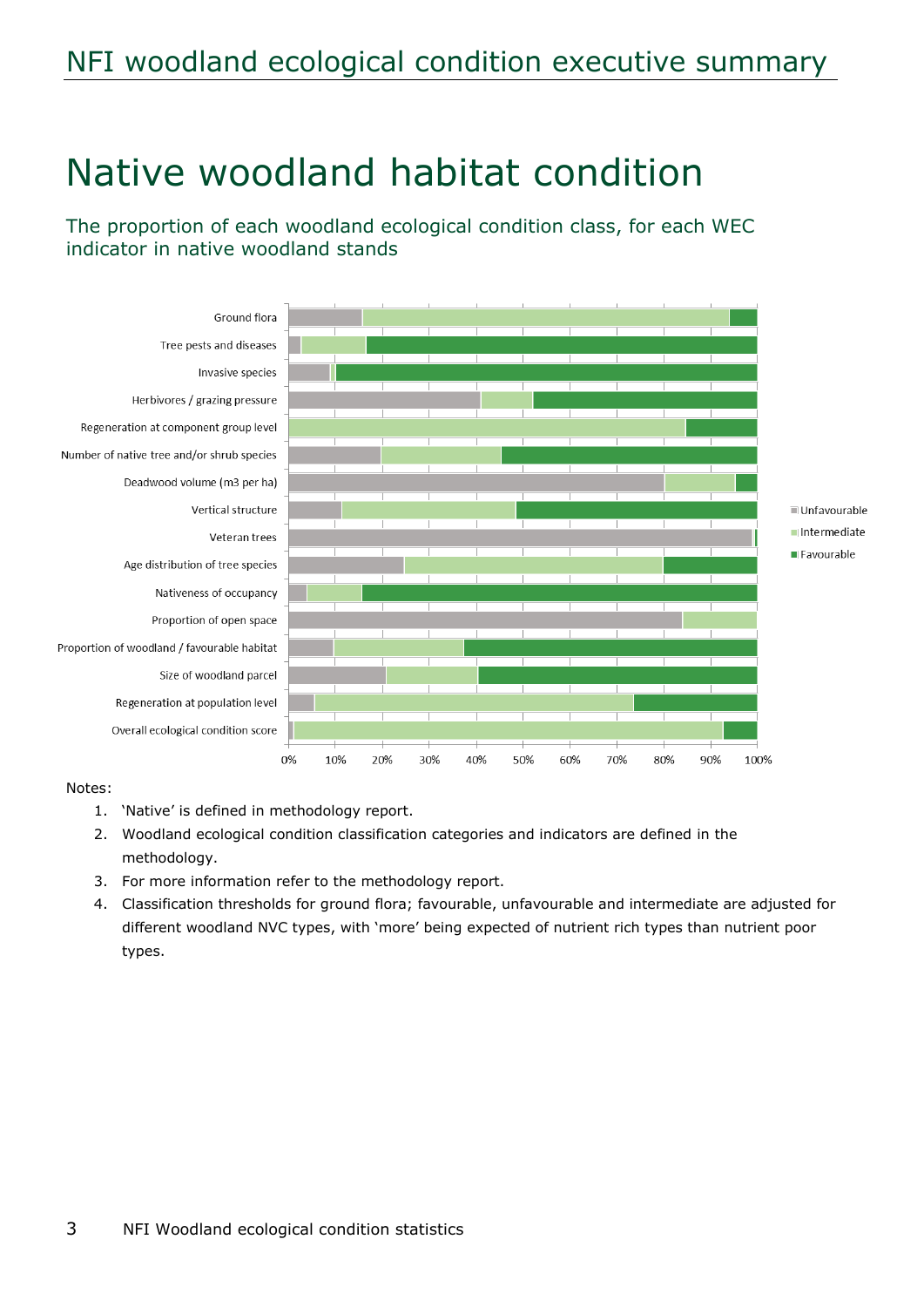# Native woodland habitat condition

The proportion of each woodland ecological condition class, for each WEC indicator in native woodland stands

Notes:

1. 'Native' is defined in methodology report.
2. Woodland ecological condition classification categories and indicators are defined in the methodology.
3. For more information refer to the methodology report.
4. Classification thresholds for ground flora; favourable, unfavourable and intermediate are adjusted for different woodland NVC types, with 'more' being expected of nutrient rich types than nutrient poor types.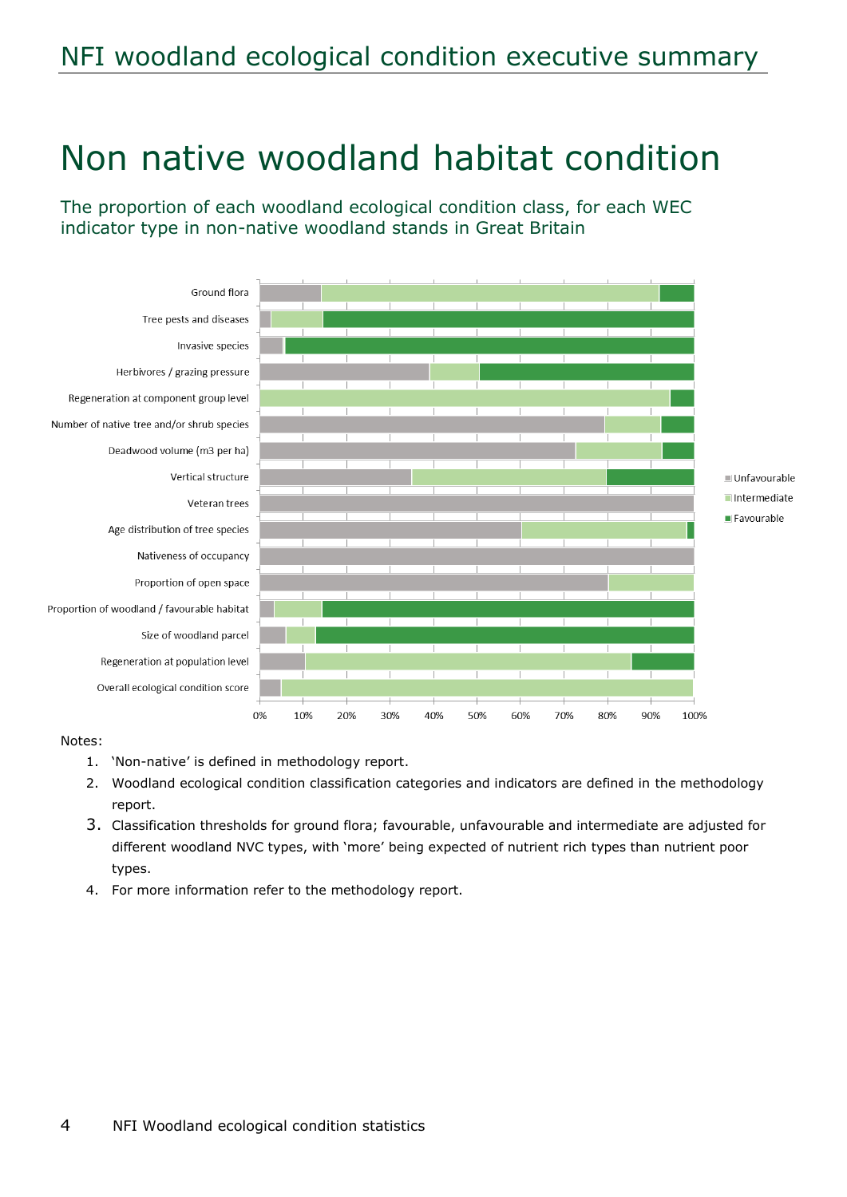# Non native woodland habitat condition

The proportion of each woodland ecological condition class, for each WEC indicator type in non-native woodland stands in Great Britain

Notes:

1. 'Non-native' is defined in methodology report.
2. Woodland ecological condition classification categories and indicators are defined in the methodology report.
3. Classification thresholds for ground flora; favourable, unfavourable and intermediate are adjusted for different woodland NVC types, with 'more' being expected of nutrient rich types than nutrient poor types.
4. For more information refer to the methodology report.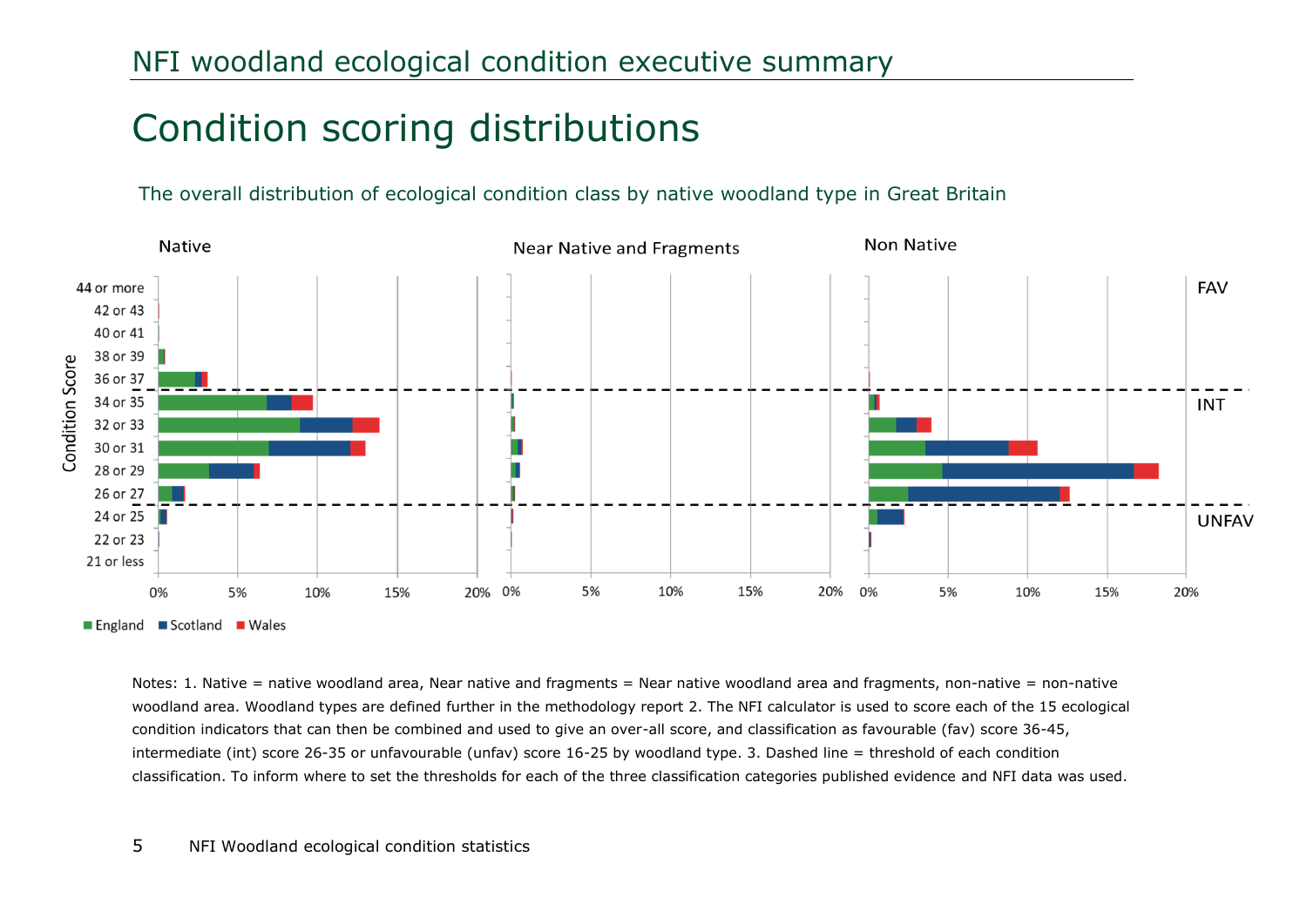# Condition scoring distributions

The overall distribution of ecological condition class by native woodland type in Great Britain

Notes: 1. Native = native woodland area, Near native and fragments = Near native woodland area and fragments, non-native = non-native woodland area. Woodland types are defined further in the methodology report 2. The NFI calculator is used to score each of the 15 ecological condition indicators that can then be combined and used to give an over-all score, and classification as favourable (fav) score 36-45, intermediate (int) score 26-35 or unfavourable (unfav) score 16-25 by woodland type. 3. Dashed line = threshold of each condition classification. To inform where to set the thresholds for each of the three classification categories published evidence and NFI data was used.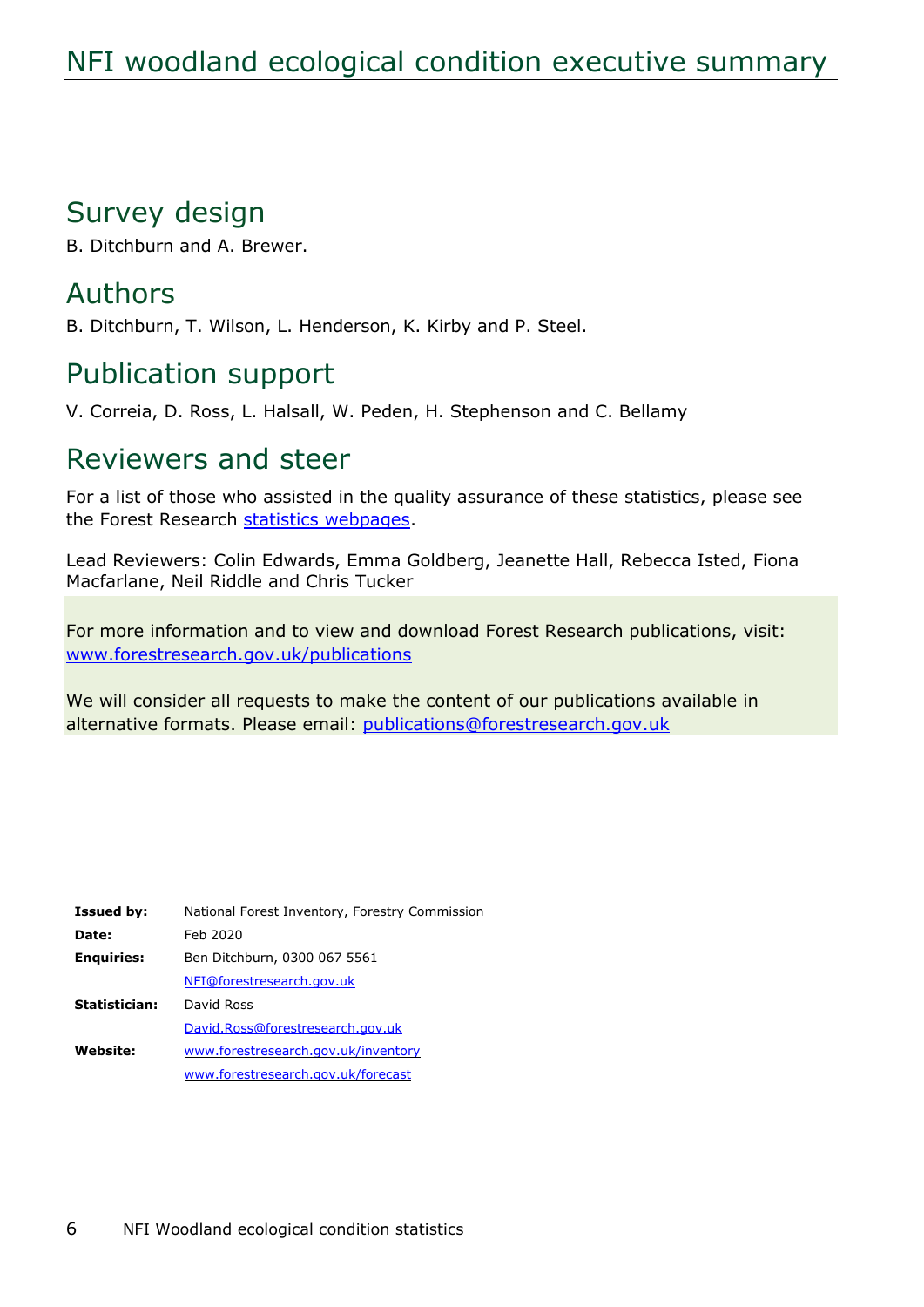## Survey design

B. Ditchburn and A. Brewer.

## Authors

B. Ditchburn, T. Wilson, L. Henderson, K. Kirby and P. Steel.

## Publication support

V. Correia, D. Ross, L. Halsall, W. Peden, H. Stephenson and C. Bellamy

## Reviewers and steer

For a list of those who assisted in the quality assurance of these statistics, please see the Forest Research statistics webpages.

Lead Reviewers: Colin Edwards, Emma Goldberg, Jeanette Hall, Rebecca Isted, Fiona Macfarlane, Neil Riddle and Chris Tucker

For more information and to view and download Forest Research publications, visit: www.forestresearch.gov.uk/publications

We will consider all requests to make the content of our publications available in alternative formats. Please email: publications@forestresearch.gov.uk

| | |
|---|---|
| **Issued by:** | National Forest Inventory, Forestry Commission |
| **Date:** | Feb 2020 |
| **Enquiries:** | Ben Ditchburn, 0300 067 5561 |
| | NFI@forestresearch.gov.uk |
| **Statistician:** | David Ross |
| | David.Ross@forestresearch.gov.uk |
| **Website:** | www.forestresearch.gov.uk/inventory |
| | www.forestresearch.gov.uk/forecast |